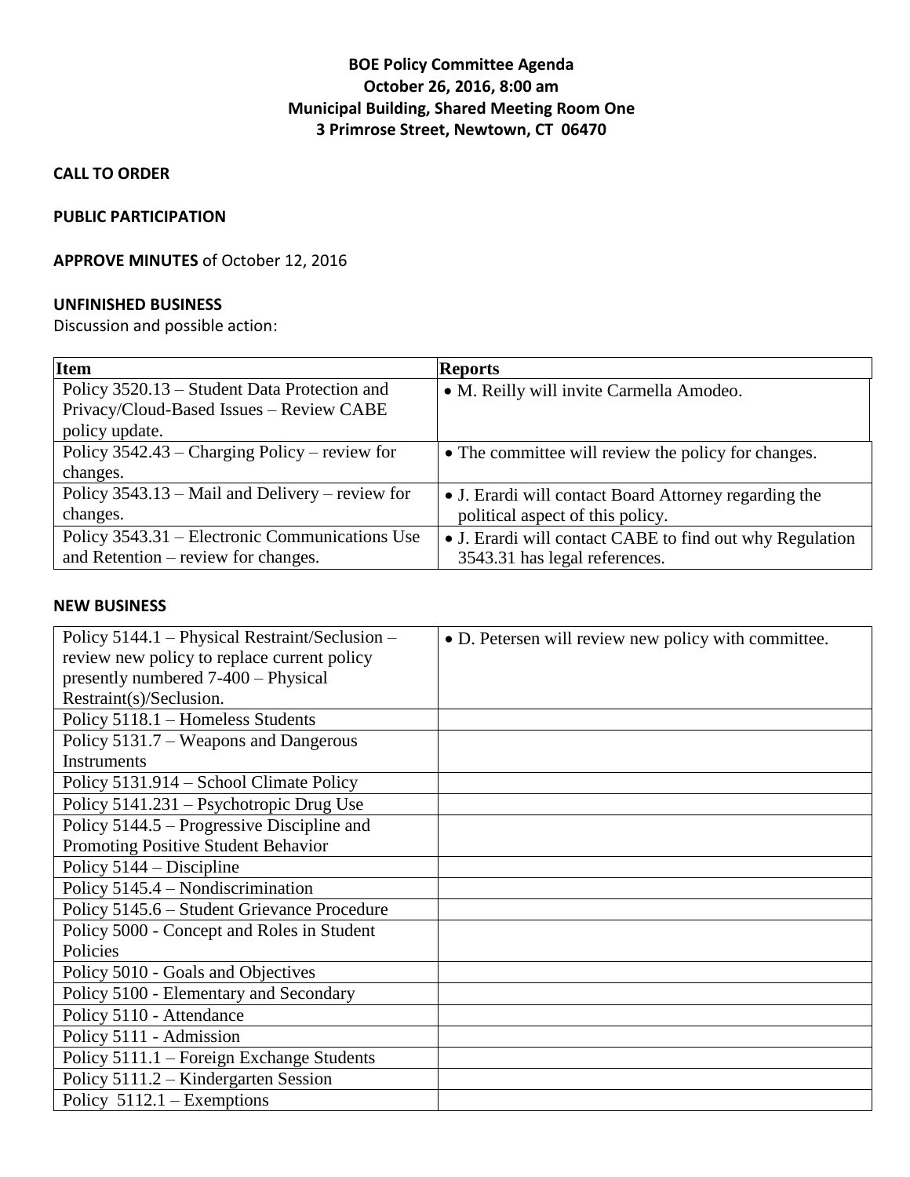**BOE Policy Committee Agenda**
**October 26, 2016, 8:00 am**
**Municipal Building, Shared Meeting Room One**
**3 Primrose Street, Newtown, CT 06470**

**CALL TO ORDER**

**PUBLIC PARTICIPATION**

**APPROVE MINUTES** of October 12, 2016

**UNFINISHED BUSINESS**

Discussion and possible action:

| Item | Reports |
|---|---|
| Policy 3520.13 – Student Data Protection and Privacy/Cloud-Based Issues – Review CABE policy update. | • M. Reilly will invite Carmella Amodeo. |
| Policy 3542.43 – Charging Policy – review for changes. | • The committee will review the policy for changes. |
| Policy 3543.13 – Mail and Delivery – review for changes. | • J. Erardi will contact Board Attorney regarding the political aspect of this policy. |
| Policy 3543.31 – Electronic Communications Use and Retention – review for changes. | • J. Erardi will contact CABE to find out why Regulation 3543.31 has legal references. |

**NEW BUSINESS**

| | |
|---|---|
| Policy 5144.1 – Physical Restraint/Seclusion – review new policy to replace current policy presently numbered 7-400 – Physical Restraint(s)/Seclusion. | • D. Petersen will review new policy with committee. |
| Policy 5118.1 – Homeless Students | |
| Policy 5131.7 – Weapons and Dangerous Instruments | |
| Policy 5131.914 – School Climate Policy | |
| Policy 5141.231 – Psychotropic Drug Use | |
| Policy 5144.5 – Progressive Discipline and Promoting Positive Student Behavior | |
| Policy 5144 – Discipline | |
| Policy 5145.4 – Nondiscrimination | |
| Policy 5145.6 – Student Grievance Procedure | |
| Policy 5000 - Concept and Roles in Student Policies | |
| Policy 5010 - Goals and Objectives | |
| Policy 5100 - Elementary and Secondary | |
| Policy 5110 - Attendance | |
| Policy 5111 - Admission | |
| Policy 5111.1 – Foreign Exchange Students | |
| Policy 5111.2 – Kindergarten Session | |
| Policy 5112.1 – Exemptions | |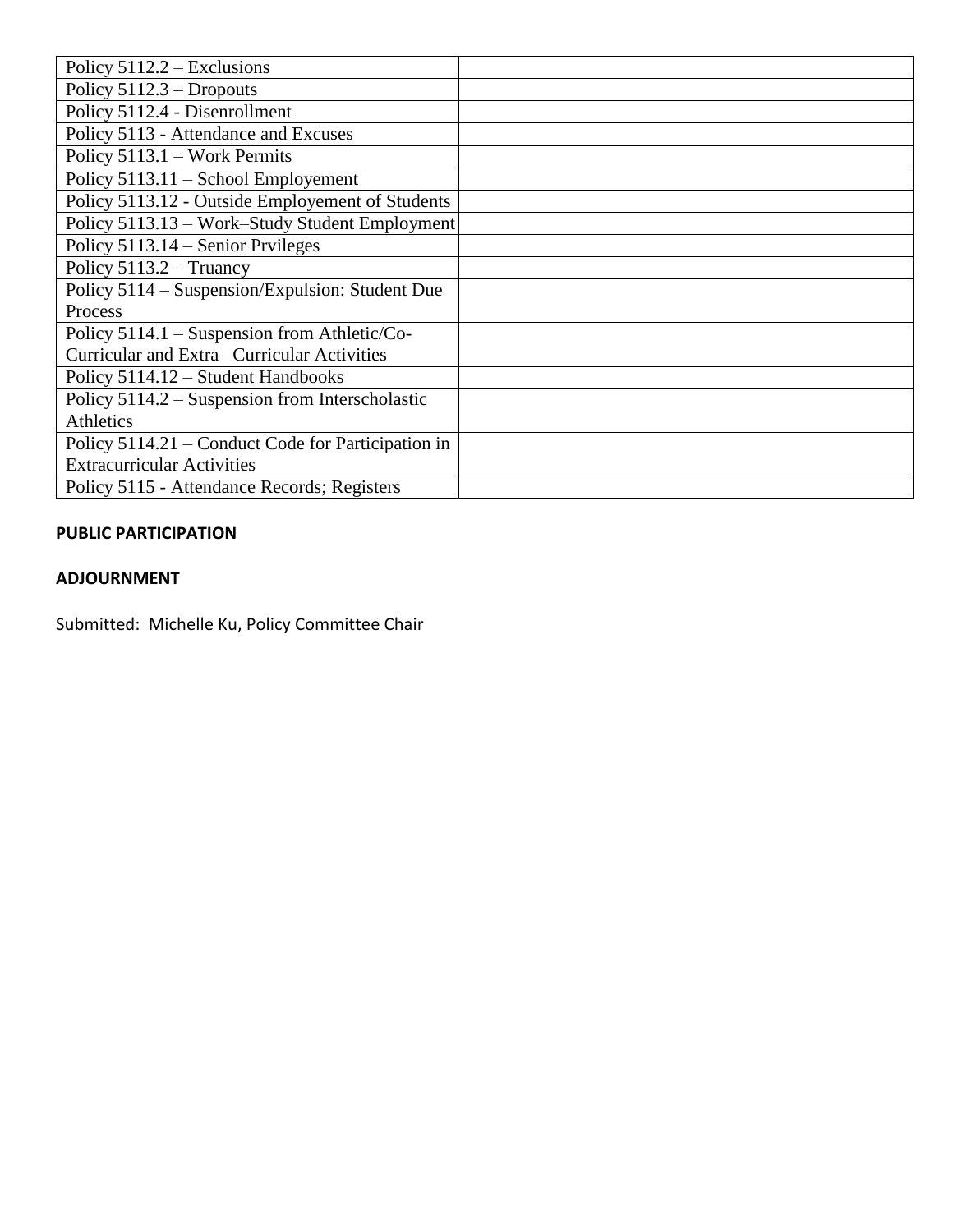| | |
|---|---|
| Policy 5112.2 – Exclusions | |
| Policy 5112.3 – Dropouts | |
| Policy 5112.4 - Disenrollment | |
| Policy 5113 - Attendance and Excuses | |
| Policy 5113.1 – Work Permits | |
| Policy 5113.11 – School Employement | |
| Policy 5113.12 - Outside Employement of Students | |
| Policy 5113.13 – Work–Study Student Employment | |
| Policy 5113.14 – Senior Prvileges | |
| Policy 5113.2 – Truancy | |
| Policy 5114 – Suspension/Expulsion: Student Due Process | |
| Policy 5114.1 – Suspension from Athletic/Co-Curricular and Extra –Curricular Activities | |
| Policy 5114.12 – Student Handbooks | |
| Policy 5114.2 – Suspension from Interscholastic Athletics | |
| Policy 5114.21 – Conduct Code for Participation in Extracurricular Activities | |
| Policy 5115 - Attendance Records; Registers | |

**PUBLIC PARTICIPATION**

**ADJOURNMENT**

Submitted: Michelle Ku, Policy Committee Chair